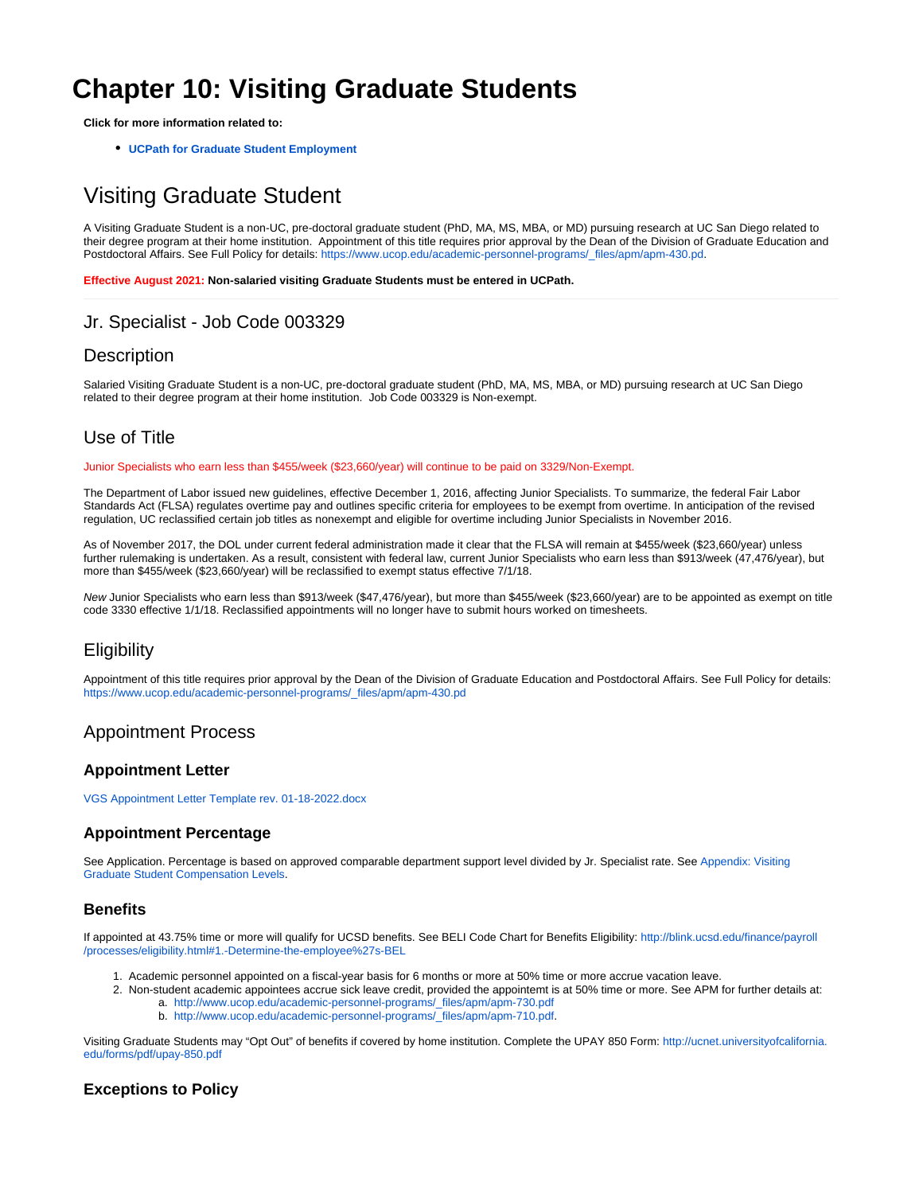# Chapter 10: Visiting Graduate Students

**Click for more information related to:**

- **UCPath for Graduate Student Employment**

## Visiting Graduate Student

A Visiting Graduate Student is a non-UC, pre-doctoral graduate student (PhD, MA, MS, MBA, or MD) pursuing research at UC San Diego related to their degree program at their home institution. Appointment of this title requires prior approval by the Dean of the Division of Graduate Education and Postdoctoral Affairs. See Full Policy for details: https://www.ucop.edu/academic-personnel-programs/_files/apm/apm-430.pd.

**Effective August 2021: Non-salaried visiting Graduate Students must be entered in UCPath.**

---

## Jr. Specialist - Job Code 003329

## Description

Salaried Visiting Graduate Student is a non-UC, pre-doctoral graduate student (PhD, MA, MS, MBA, or MD) pursuing research at UC San Diego related to their degree program at their home institution. Job Code 003329 is Non-exempt.

## Use of Title

Junior Specialists who earn less than $455/week ($23,660/year) will continue to be paid on 3329/Non-Exempt.

The Department of Labor issued new guidelines, effective December 1, 2016, affecting Junior Specialists. To summarize, the federal Fair Labor Standards Act (FLSA) regulates overtime pay and outlines specific criteria for employees to be exempt from overtime. In anticipation of the revised regulation, UC reclassified certain job titles as nonexempt and eligible for overtime including Junior Specialists in November 2016.

As of November 2017, the DOL under current federal administration made it clear that the FLSA will remain at $455/week ($23,660/year) unless further rulemaking is undertaken. As a result, consistent with federal law, current Junior Specialists who earn less than $913/week (47,476/year), but more than $455/week ($23,660/year) will be reclassified to exempt status effective 7/1/18.

*New* Junior Specialists who earn less than $913/week ($47,476/year), but more than $455/week ($23,660/year) are to be appointed as exempt on title code 3330 effective 1/1/18. Reclassified appointments will no longer have to submit hours worked on timesheets.

## Eligibility

Appointment of this title requires prior approval by the Dean of the Division of Graduate Education and Postdoctoral Affairs. See Full Policy for details: https://www.ucop.edu/academic-personnel-programs/_files/apm/apm-430.pd

## Appointment Process

### Appointment Letter

VGS Appointment Letter Template rev. 01-18-2022.docx

### Appointment Percentage

See Application. Percentage is based on approved comparable department support level divided by Jr. Specialist rate. See Appendix: Visiting Graduate Student Compensation Levels.

### Benefits

If appointed at 43.75% time or more will qualify for UCSD benefits. See BELI Code Chart for Benefits Eligibility: http://blink.ucsd.edu/finance/payroll/processes/eligibility.html#1.-Determine-the-employee%27s-BEL

1. Academic personnel appointed on a fiscal-year basis for 6 months or more at 50% time or more accrue vacation leave.
2. Non-student academic appointees accrue sick leave credit, provided the appointemt is at 50% time or more. See APM for further details at:
   a. http://www.ucop.edu/academic-personnel-programs/_files/apm/apm-730.pdf
   b. http://www.ucop.edu/academic-personnel-programs/_files/apm/apm-710.pdf.

Visiting Graduate Students may "Opt Out" of benefits if covered by home institution. Complete the UPAY 850 Form: http://ucnet.universityofcalifornia.edu/forms/pdf/upay-850.pdf

### Exceptions to Policy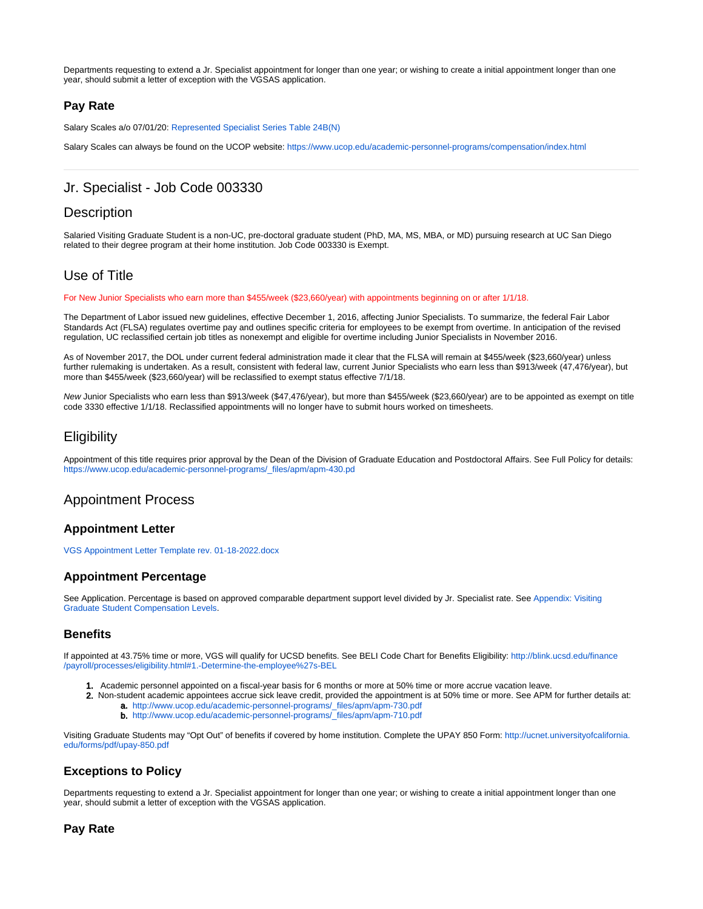Departments requesting to extend a Jr. Specialist appointment for longer than one year; or wishing to create a initial appointment longer than one year, should submit a letter of exception with the VGSAS application.

### Pay Rate

Salary Scales a/o 07/01/20: Represented Specialist Series Table 24B(N)

Salary Scales can always be found on the UCOP website: https://www.ucop.edu/academic-personnel-programs/compensation/index.html

---

## Jr. Specialist - Job Code 003330

## Description

Salaried Visiting Graduate Student is a non-UC, pre-doctoral graduate student (PhD, MA, MS, MBA, or MD) pursuing research at UC San Diego related to their degree program at their home institution. Job Code 003330 is Exempt.

## Use of Title

For New Junior Specialists who earn more than $455/week ($23,660/year) with appointments beginning on or after 1/1/18.

The Department of Labor issued new guidelines, effective December 1, 2016, affecting Junior Specialists. To summarize, the federal Fair Labor Standards Act (FLSA) regulates overtime pay and outlines specific criteria for employees to be exempt from overtime. In anticipation of the revised regulation, UC reclassified certain job titles as nonexempt and eligible for overtime including Junior Specialists in November 2016.

As of November 2017, the DOL under current federal administration made it clear that the FLSA will remain at $455/week ($23,660/year) unless further rulemaking is undertaken. As a result, consistent with federal law, current Junior Specialists who earn less than $913/week (47,476/year), but more than $455/week ($23,660/year) will be reclassified to exempt status effective 7/1/18.

*New* Junior Specialists who earn less than $913/week ($47,476/year), but more than $455/week ($23,660/year) are to be appointed as exempt on title code 3330 effective 1/1/18. Reclassified appointments will no longer have to submit hours worked on timesheets.

## Eligibility

Appointment of this title requires prior approval by the Dean of the Division of Graduate Education and Postdoctoral Affairs. See Full Policy for details: https://www.ucop.edu/academic-personnel-programs/_files/apm/apm-430.pd

## Appointment Process

### Appointment Letter

VGS Appointment Letter Template rev. 01-18-2022.docx

### Appointment Percentage

See Application. Percentage is based on approved comparable department support level divided by Jr. Specialist rate. See Appendix: Visiting Graduate Student Compensation Levels.

### Benefits

If appointed at 43.75% time or more, VGS will qualify for UCSD benefits. See BELI Code Chart for Benefits Eligibility: http://blink.ucsd.edu/finance/payroll/processes/eligibility.html#1.-Determine-the-employee%27s-BEL

1. Academic personnel appointed on a fiscal-year basis for 6 months or more at 50% time or more accrue vacation leave.
2. Non-student academic appointees accrue sick leave credit, provided the appointment is at 50% time or more. See APM for further details at:
    a. http://www.ucop.edu/academic-personnel-programs/_files/apm/apm-730.pdf
    b. http://www.ucop.edu/academic-personnel-programs/_files/apm/apm-710.pdf

Visiting Graduate Students may "Opt Out" of benefits if covered by home institution. Complete the UPAY 850 Form: http://ucnet.universityofcalifornia.edu/forms/pdf/upay-850.pdf

### Exceptions to Policy

Departments requesting to extend a Jr. Specialist appointment for longer than one year; or wishing to create a initial appointment longer than one year, should submit a letter of exception with the VGSAS application.

### Pay Rate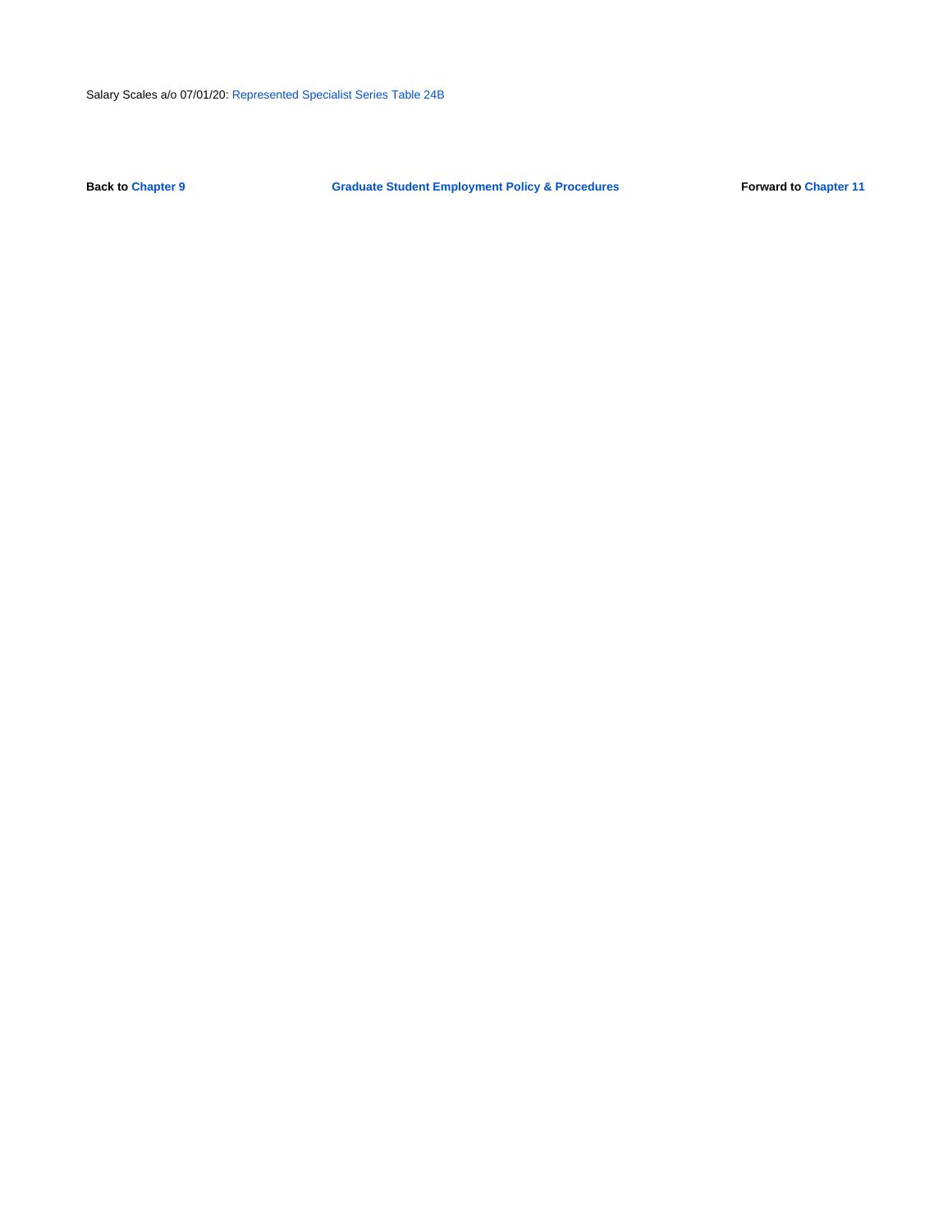Salary Scales a/o 07/01/20: Represented Specialist Series Table 24B

**Back to Chapter 9** **Graduate Student Employment Policy & Procedures** **Forward to Chapter 11**